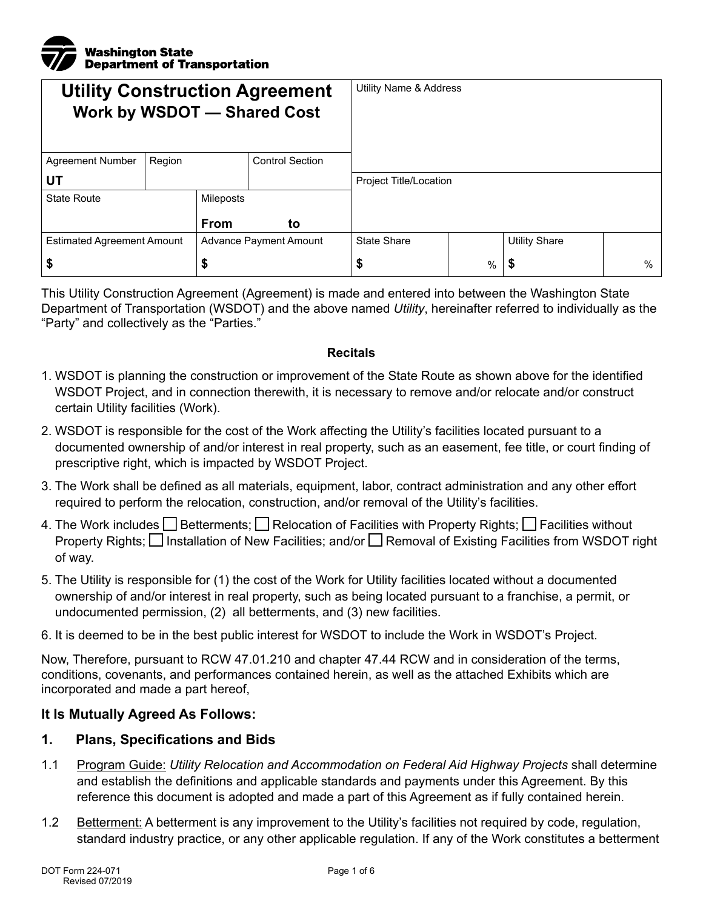**Washington State Department of Transportation**

| Utility Construction Agreement<br>Work by WSDOT — Shared Cost | | | | Utility Name & Address | | | |
|---|---|---|---|---|---|---|---|
| Agreement Number<br>UT | Region | | Control Section | Project Title/Location | | | |
| State Route | | Mileposts<br>From to | | | | | |
| Estimated Agreement Amount<br>$ | | Advance Payment Amount<br>$ | | State Share<br>$ | % | Utility Share<br>$ | % |

This Utility Construction Agreement (Agreement) is made and entered into between the Washington State Department of Transportation (WSDOT) and the above named *Utility*, hereinafter referred to individually as the "Party" and collectively as the "Parties."

**Recitals**

1. WSDOT is planning the construction or improvement of the State Route as shown above for the identified WSDOT Project, and in connection therewith, it is necessary to remove and/or relocate and/or construct certain Utility facilities (Work).
2. WSDOT is responsible for the cost of the Work affecting the Utility's facilities located pursuant to a documented ownership of and/or interest in real property, such as an easement, fee title, or court finding of prescriptive right, which is impacted by WSDOT Project.
3. The Work shall be defined as all materials, equipment, labor, contract administration and any other effort required to perform the relocation, construction, and/or removal of the Utility's facilities.
4. The Work includes ☐ Betterments; ☐ Relocation of Facilities with Property Rights; ☐ Facilities without Property Rights; ☐ Installation of New Facilities; and/or ☐ Removal of Existing Facilities from WSDOT right of way.
5. The Utility is responsible for (1) the cost of the Work for Utility facilities located without a documented ownership of and/or interest in real property, such as being located pursuant to a franchise, a permit, or undocumented permission, (2) all betterments, and (3) new facilities.
6. It is deemed to be in the best public interest for WSDOT to include the Work in WSDOT's Project.

Now, Therefore, pursuant to RCW 47.01.210 and chapter 47.44 RCW and in consideration of the terms, conditions, covenants, and performances contained herein, as well as the attached Exhibits which are incorporated and made a part hereof,

### It Is Mutually Agreed As Follows:

### 1. Plans, Specifications and Bids

1.1 Program Guide: *Utility Relocation and Accommodation on Federal Aid Highway Projects* shall determine and establish the definitions and applicable standards and payments under this Agreement. By this reference this document is adopted and made a part of this Agreement as if fully contained herein.

1.2 Betterment: A betterment is any improvement to the Utility's facilities not required by code, regulation, standard industry practice, or any other applicable regulation. If any of the Work constitutes a betterment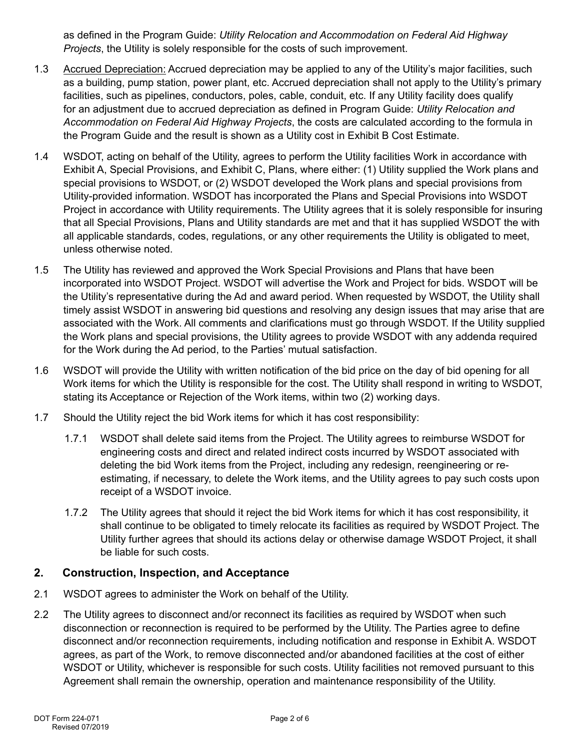as defined in the Program Guide: *Utility Relocation and Accommodation on Federal Aid Highway Projects*, the Utility is solely responsible for the costs of such improvement.

1.3 Accrued Depreciation: Accrued depreciation may be applied to any of the Utility's major facilities, such as a building, pump station, power plant, etc. Accrued depreciation shall not apply to the Utility's primary facilities, such as pipelines, conductors, poles, cable, conduit, etc. If any Utility facility does qualify for an adjustment due to accrued depreciation as defined in Program Guide: *Utility Relocation and Accommodation on Federal Aid Highway Projects*, the costs are calculated according to the formula in the Program Guide and the result is shown as a Utility cost in Exhibit B Cost Estimate.

1.4 WSDOT, acting on behalf of the Utility, agrees to perform the Utility facilities Work in accordance with Exhibit A, Special Provisions, and Exhibit C, Plans, where either: (1) Utility supplied the Work plans and special provisions to WSDOT, or (2) WSDOT developed the Work plans and special provisions from Utility-provided information. WSDOT has incorporated the Plans and Special Provisions into WSDOT Project in accordance with Utility requirements. The Utility agrees that it is solely responsible for insuring that all Special Provisions, Plans and Utility standards are met and that it has supplied WSDOT the with all applicable standards, codes, regulations, or any other requirements the Utility is obligated to meet, unless otherwise noted.

1.5 The Utility has reviewed and approved the Work Special Provisions and Plans that have been incorporated into WSDOT Project. WSDOT will advertise the Work and Project for bids. WSDOT will be the Utility's representative during the Ad and award period. When requested by WSDOT, the Utility shall timely assist WSDOT in answering bid questions and resolving any design issues that may arise that are associated with the Work. All comments and clarifications must go through WSDOT. If the Utility supplied the Work plans and special provisions, the Utility agrees to provide WSDOT with any addenda required for the Work during the Ad period, to the Parties' mutual satisfaction.

1.6 WSDOT will provide the Utility with written notification of the bid price on the day of bid opening for all Work items for which the Utility is responsible for the cost. The Utility shall respond in writing to WSDOT, stating its Acceptance or Rejection of the Work items, within two (2) working days.

1.7 Should the Utility reject the bid Work items for which it has cost responsibility:

1.7.1 WSDOT shall delete said items from the Project. The Utility agrees to reimburse WSDOT for engineering costs and direct and related indirect costs incurred by WSDOT associated with deleting the bid Work items from the Project, including any redesign, reengineering or re-estimating, if necessary, to delete the Work items, and the Utility agrees to pay such costs upon receipt of a WSDOT invoice.

1.7.2 The Utility agrees that should it reject the bid Work items for which it has cost responsibility, it shall continue to be obligated to timely relocate its facilities as required by WSDOT Project. The Utility further agrees that should its actions delay or otherwise damage WSDOT Project, it shall be liable for such costs.

## 2. Construction, Inspection, and Acceptance

2.1 WSDOT agrees to administer the Work on behalf of the Utility.

2.2 The Utility agrees to disconnect and/or reconnect its facilities as required by WSDOT when such disconnection or reconnection is required to be performed by the Utility. The Parties agree to define disconnect and/or reconnection requirements, including notification and response in Exhibit A. WSDOT agrees, as part of the Work, to remove disconnected and/or abandoned facilities at the cost of either WSDOT or Utility, whichever is responsible for such costs. Utility facilities not removed pursuant to this Agreement shall remain the ownership, operation and maintenance responsibility of the Utility.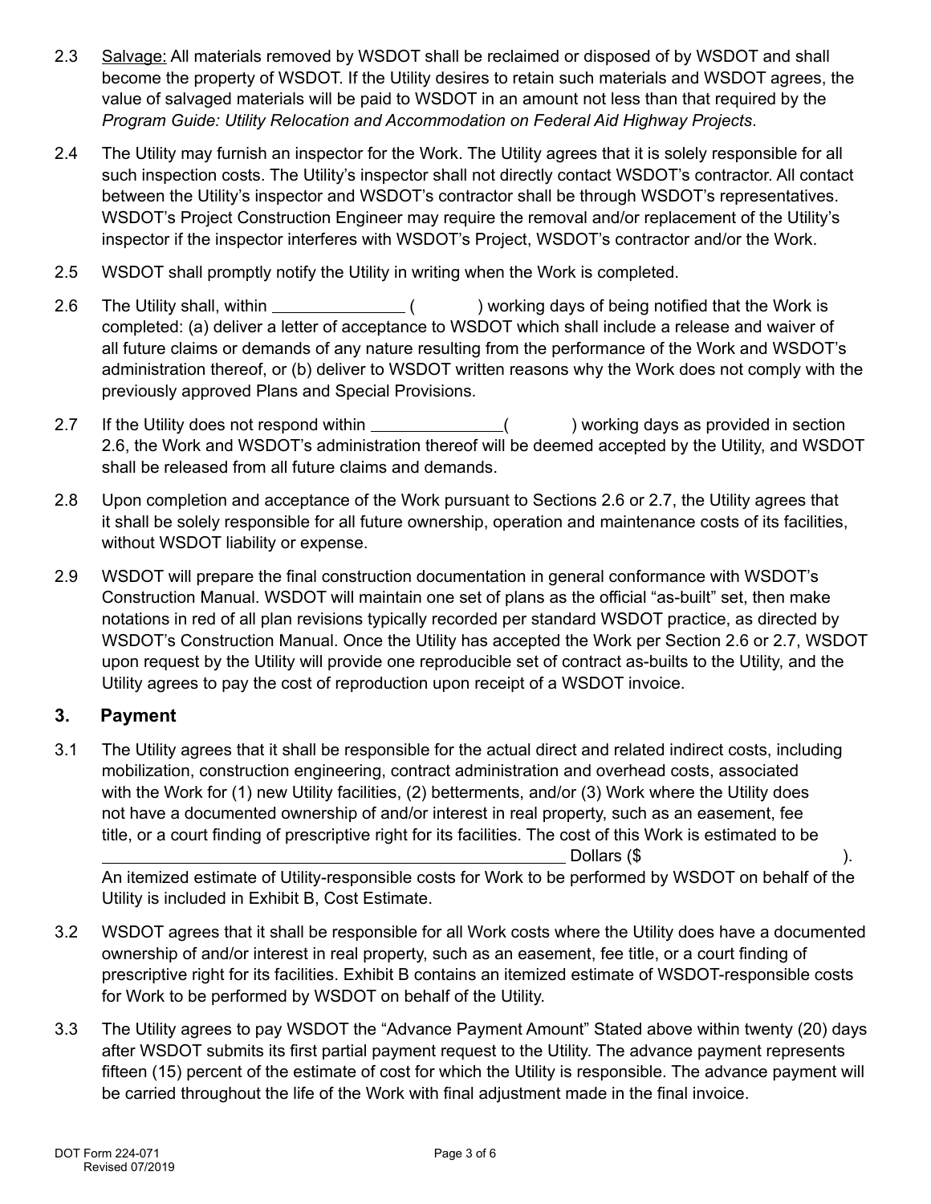2.3 Salvage: All materials removed by WSDOT shall be reclaimed or disposed of by WSDOT and shall become the property of WSDOT. If the Utility desires to retain such materials and WSDOT agrees, the value of salvaged materials will be paid to WSDOT in an amount not less than that required by the *Program Guide: Utility Relocation and Accommodation on Federal Aid Highway Projects*.

2.4 The Utility may furnish an inspector for the Work. The Utility agrees that it is solely responsible for all such inspection costs. The Utility's inspector shall not directly contact WSDOT's contractor. All contact between the Utility's inspector and WSDOT's contractor shall be through WSDOT's representatives. WSDOT's Project Construction Engineer may require the removal and/or replacement of the Utility's inspector if the inspector interferes with WSDOT's Project, WSDOT's contractor and/or the Work.

2.5 WSDOT shall promptly notify the Utility in writing when the Work is completed.

2.6 The Utility shall, within ______________ (          ) working days of being notified that the Work is completed: (a) deliver a letter of acceptance to WSDOT which shall include a release and waiver of all future claims or demands of any nature resulting from the performance of the Work and WSDOT's administration thereof, or (b) deliver to WSDOT written reasons why the Work does not comply with the previously approved Plans and Special Provisions.

2.7 If the Utility does not respond within ______________(          ) working days as provided in section 2.6, the Work and WSDOT's administration thereof will be deemed accepted by the Utility, and WSDOT shall be released from all future claims and demands.

2.8 Upon completion and acceptance of the Work pursuant to Sections 2.6 or 2.7, the Utility agrees that it shall be solely responsible for all future ownership, operation and maintenance costs of its facilities, without WSDOT liability or expense.

2.9 WSDOT will prepare the final construction documentation in general conformance with WSDOT's Construction Manual. WSDOT will maintain one set of plans as the official "as-built" set, then make notations in red of all plan revisions typically recorded per standard WSDOT practice, as directed by WSDOT's Construction Manual. Once the Utility has accepted the Work per Section 2.6 or 2.7, WSDOT upon request by the Utility will provide one reproducible set of contract as-builts to the Utility, and the Utility agrees to pay the cost of reproduction upon receipt of a WSDOT invoice.

## 3. Payment

3.1 The Utility agrees that it shall be responsible for the actual direct and related indirect costs, including mobilization, construction engineering, contract administration and overhead costs, associated with the Work for (1) new Utility facilities, (2) betterments, and/or (3) Work where the Utility does not have a documented ownership of and/or interest in real property, such as an easement, fee title, or a court finding of prescriptive right for its facilities. The cost of this Work is estimated to be ______________________________________________ Dollars ($                              ).
An itemized estimate of Utility-responsible costs for Work to be performed by WSDOT on behalf of the Utility is included in Exhibit B, Cost Estimate.

3.2 WSDOT agrees that it shall be responsible for all Work costs where the Utility does have a documented ownership of and/or interest in real property, such as an easement, fee title, or a court finding of prescriptive right for its facilities. Exhibit B contains an itemized estimate of WSDOT-responsible costs for Work to be performed by WSDOT on behalf of the Utility.

3.3 The Utility agrees to pay WSDOT the "Advance Payment Amount" Stated above within twenty (20) days after WSDOT submits its first partial payment request to the Utility. The advance payment represents fifteen (15) percent of the estimate of cost for which the Utility is responsible. The advance payment will be carried throughout the life of the Work with final adjustment made in the final invoice.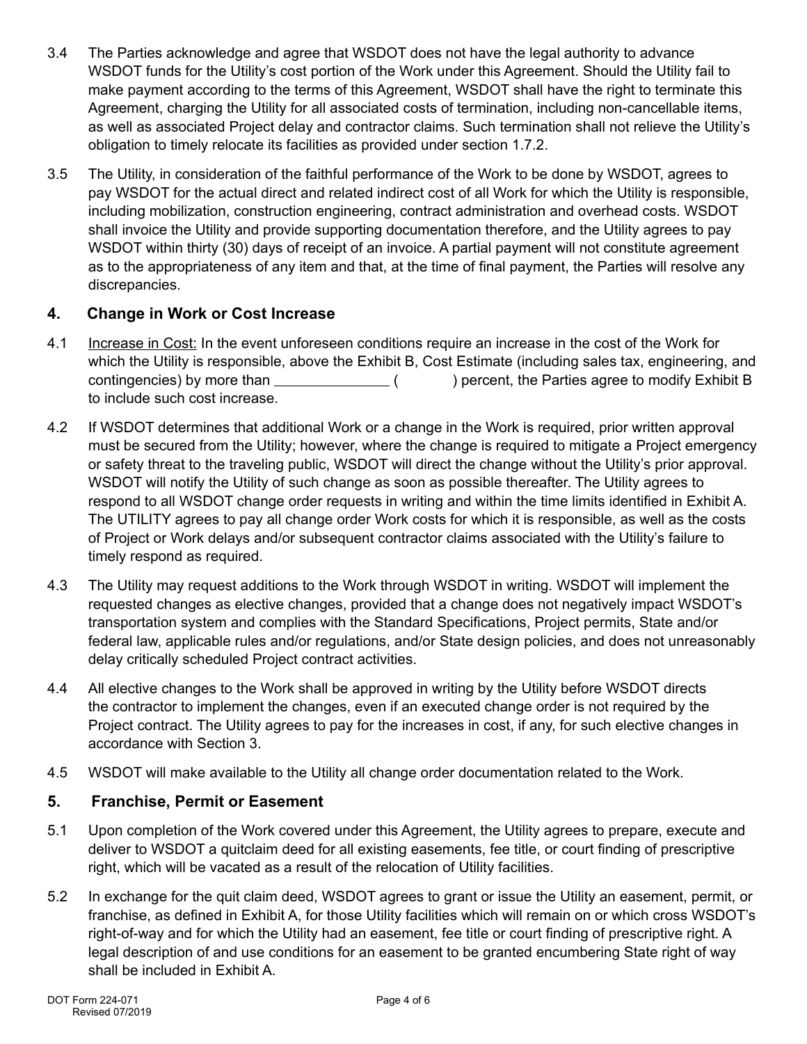3.4 The Parties acknowledge and agree that WSDOT does not have the legal authority to advance WSDOT funds for the Utility's cost portion of the Work under this Agreement. Should the Utility fail to make payment according to the terms of this Agreement, WSDOT shall have the right to terminate this Agreement, charging the Utility for all associated costs of termination, including non-cancellable items, as well as associated Project delay and contractor claims. Such termination shall not relieve the Utility's obligation to timely relocate its facilities as provided under section 1.7.2.

3.5 The Utility, in consideration of the faithful performance of the Work to be done by WSDOT, agrees to pay WSDOT for the actual direct and related indirect cost of all Work for which the Utility is responsible, including mobilization, construction engineering, contract administration and overhead costs. WSDOT shall invoice the Utility and provide supporting documentation therefore, and the Utility agrees to pay WSDOT within thirty (30) days of receipt of an invoice. A partial payment will not constitute agreement as to the appropriateness of any item and that, at the time of final payment, the Parties will resolve any discrepancies.

## 4. Change in Work or Cost Increase

4.1 Increase in Cost: In the event unforeseen conditions require an increase in the cost of the Work for which the Utility is responsible, above the Exhibit B, Cost Estimate (including sales tax, engineering, and contingencies) by more than ______________ (          ) percent, the Parties agree to modify Exhibit B to include such cost increase.

4.2 If WSDOT determines that additional Work or a change in the Work is required, prior written approval must be secured from the Utility; however, where the change is required to mitigate a Project emergency or safety threat to the traveling public, WSDOT will direct the change without the Utility's prior approval. WSDOT will notify the Utility of such change as soon as possible thereafter. The Utility agrees to respond to all WSDOT change order requests in writing and within the time limits identified in Exhibit A. The UTILITY agrees to pay all change order Work costs for which it is responsible, as well as the costs of Project or Work delays and/or subsequent contractor claims associated with the Utility's failure to timely respond as required.

4.3 The Utility may request additions to the Work through WSDOT in writing. WSDOT will implement the requested changes as elective changes, provided that a change does not negatively impact WSDOT's transportation system and complies with the Standard Specifications, Project permits, State and/or federal law, applicable rules and/or regulations, and/or State design policies, and does not unreasonably delay critically scheduled Project contract activities.

4.4 All elective changes to the Work shall be approved in writing by the Utility before WSDOT directs the contractor to implement the changes, even if an executed change order is not required by the Project contract. The Utility agrees to pay for the increases in cost, if any, for such elective changes in accordance with Section 3.

4.5 WSDOT will make available to the Utility all change order documentation related to the Work.

## 5. Franchise, Permit or Easement

5.1 Upon completion of the Work covered under this Agreement, the Utility agrees to prepare, execute and deliver to WSDOT a quitclaim deed for all existing easements, fee title, or court finding of prescriptive right, which will be vacated as a result of the relocation of Utility facilities.

5.2 In exchange for the quit claim deed, WSDOT agrees to grant or issue the Utility an easement, permit, or franchise, as defined in Exhibit A, for those Utility facilities which will remain on or which cross WSDOT's right-of-way and for which the Utility had an easement, fee title or court finding of prescriptive right. A legal description of and use conditions for an easement to be granted encumbering State right of way shall be included in Exhibit A.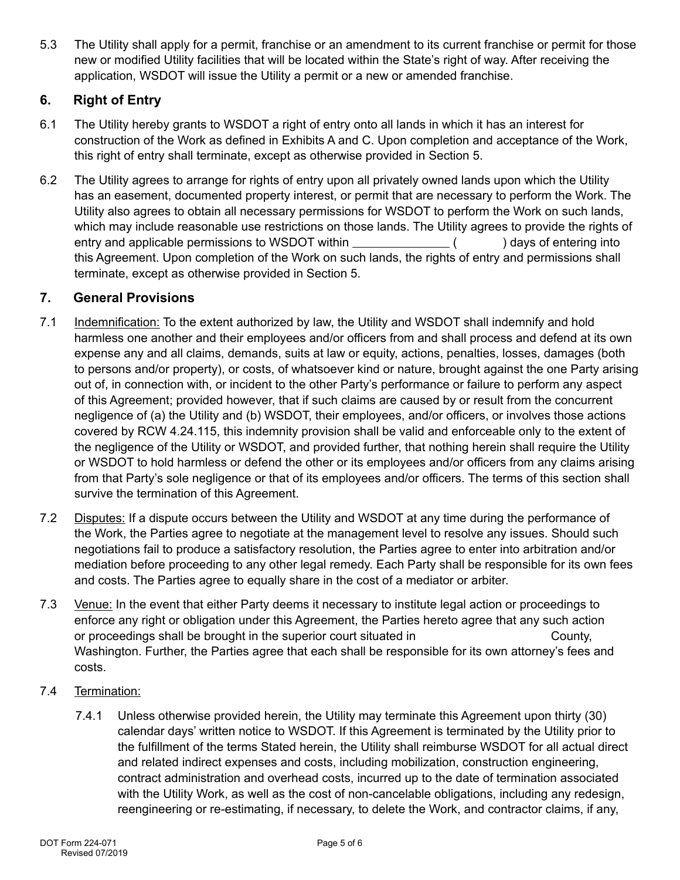5.3 The Utility shall apply for a permit, franchise or an amendment to its current franchise or permit for those new or modified Utility facilities that will be located within the State's right of way. After receiving the application, WSDOT will issue the Utility a permit or a new or amended franchise.

## 6. Right of Entry

6.1 The Utility hereby grants to WSDOT a right of entry onto all lands in which it has an interest for construction of the Work as defined in Exhibits A and C. Upon completion and acceptance of the Work, this right of entry shall terminate, except as otherwise provided in Section 5.

6.2 The Utility agrees to arrange for rights of entry upon all privately owned lands upon which the Utility has an easement, documented property interest, or permit that are necessary to perform the Work. The Utility also agrees to obtain all necessary permissions for WSDOT to perform the Work on such lands, which may include reasonable use restrictions on those lands. The Utility agrees to provide the rights of entry and applicable permissions to WSDOT within ______________ ( ) days of entering into this Agreement. Upon completion of the Work on such lands, the rights of entry and permissions shall terminate, except as otherwise provided in Section 5.

## 7. General Provisions

7.1 Indemnification: To the extent authorized by law, the Utility and WSDOT shall indemnify and hold harmless one another and their employees and/or officers from and shall process and defend at its own expense any and all claims, demands, suits at law or equity, actions, penalties, losses, damages (both to persons and/or property), or costs, of whatsoever kind or nature, brought against the one Party arising out of, in connection with, or incident to the other Party's performance or failure to perform any aspect of this Agreement; provided however, that if such claims are caused by or result from the concurrent negligence of (a) the Utility and (b) WSDOT, their employees, and/or officers, or involves those actions covered by RCW 4.24.115, this indemnity provision shall be valid and enforceable only to the extent of the negligence of the Utility or WSDOT, and provided further, that nothing herein shall require the Utility or WSDOT to hold harmless or defend the other or its employees and/or officers from any claims arising from that Party's sole negligence or that of its employees and/or officers. The terms of this section shall survive the termination of this Agreement.

7.2 Disputes: If a dispute occurs between the Utility and WSDOT at any time during the performance of the Work, the Parties agree to negotiate at the management level to resolve any issues. Should such negotiations fail to produce a satisfactory resolution, the Parties agree to enter into arbitration and/or mediation before proceeding to any other legal remedy. Each Party shall be responsible for its own fees and costs. The Parties agree to equally share in the cost of a mediator or arbiter.

7.3 Venue: In the event that either Party deems it necessary to institute legal action or proceedings to enforce any right or obligation under this Agreement, the Parties hereto agree that any such action or proceedings shall be brought in the superior court situated in                                  County, Washington. Further, the Parties agree that each shall be responsible for its own attorney's fees and costs.

7.4 Termination:

7.4.1 Unless otherwise provided herein, the Utility may terminate this Agreement upon thirty (30) calendar days' written notice to WSDOT. If this Agreement is terminated by the Utility prior to the fulfillment of the terms Stated herein, the Utility shall reimburse WSDOT for all actual direct and related indirect expenses and costs, including mobilization, construction engineering, contract administration and overhead costs, incurred up to the date of termination associated with the Utility Work, as well as the cost of non-cancelable obligations, including any redesign, reengineering or re-estimating, if necessary, to delete the Work, and contractor claims, if any,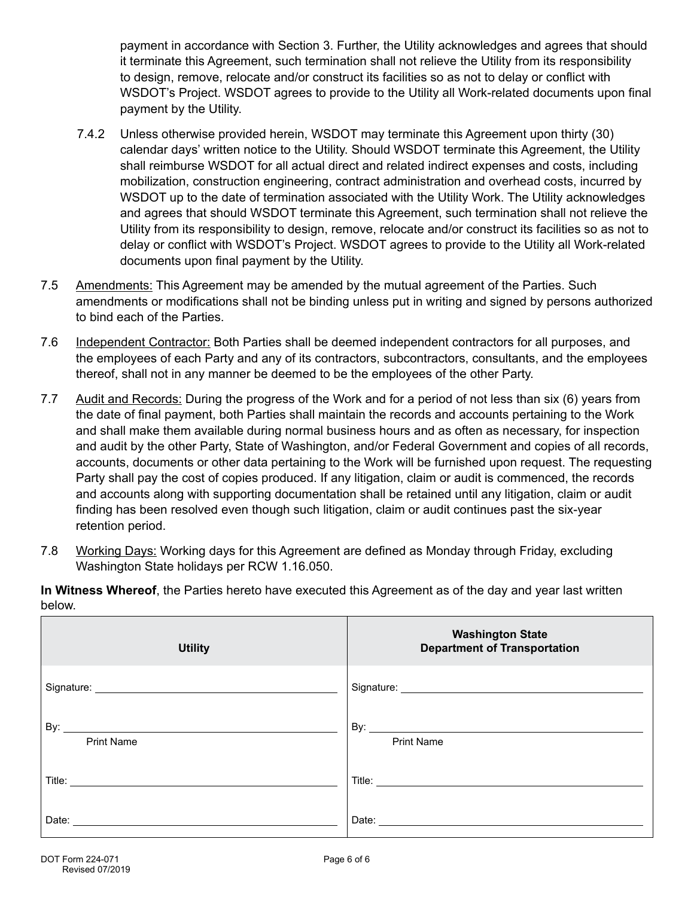payment in accordance with Section 3. Further, the Utility acknowledges and agrees that should it terminate this Agreement, such termination shall not relieve the Utility from its responsibility to design, remove, relocate and/or construct its facilities so as not to delay or conflict with WSDOT's Project. WSDOT agrees to provide to the Utility all Work-related documents upon final payment by the Utility.

7.4.2 Unless otherwise provided herein, WSDOT may terminate this Agreement upon thirty (30) calendar days' written notice to the Utility. Should WSDOT terminate this Agreement, the Utility shall reimburse WSDOT for all actual direct and related indirect expenses and costs, including mobilization, construction engineering, contract administration and overhead costs, incurred by WSDOT up to the date of termination associated with the Utility Work. The Utility acknowledges and agrees that should WSDOT terminate this Agreement, such termination shall not relieve the Utility from its responsibility to design, remove, relocate and/or construct its facilities so as not to delay or conflict with WSDOT's Project. WSDOT agrees to provide to the Utility all Work-related documents upon final payment by the Utility.

7.5 Amendments: This Agreement may be amended by the mutual agreement of the Parties. Such amendments or modifications shall not be binding unless put in writing and signed by persons authorized to bind each of the Parties.

7.6 Independent Contractor: Both Parties shall be deemed independent contractors for all purposes, and the employees of each Party and any of its contractors, subcontractors, consultants, and the employees thereof, shall not in any manner be deemed to be the employees of the other Party.

7.7 Audit and Records: During the progress of the Work and for a period of not less than six (6) years from the date of final payment, both Parties shall maintain the records and accounts pertaining to the Work and shall make them available during normal business hours and as often as necessary, for inspection and audit by the other Party, State of Washington, and/or Federal Government and copies of all records, accounts, documents or other data pertaining to the Work will be furnished upon request. The requesting Party shall pay the cost of copies produced. If any litigation, claim or audit is commenced, the records and accounts along with supporting documentation shall be retained until any litigation, claim or audit finding has been resolved even though such litigation, claim or audit continues past the six-year retention period.

7.8 Working Days: Working days for this Agreement are defined as Monday through Friday, excluding Washington State holidays per RCW 1.16.050.

**In Witness Whereof**, the Parties hereto have executed this Agreement as of the day and year last written below.

| Utility | Washington State Department of Transportation |
|---|---|
| Signature: | Signature: |
| By: <br>Print Name | By: <br>Print Name |
| Title: | Title: |
| Date: | Date: |

DOT Form 224-071
Revised 07/2019